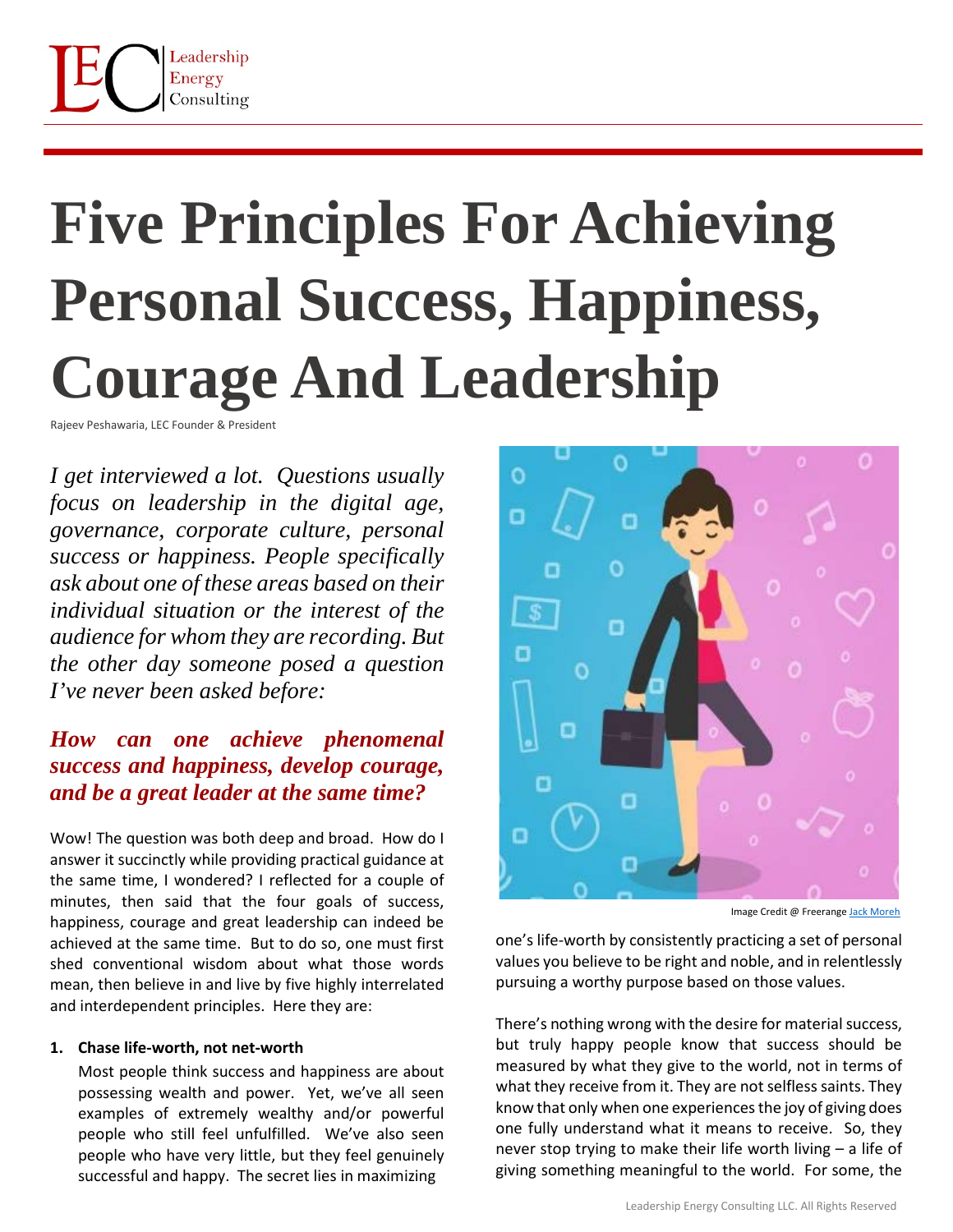# Five Principles For Achieving Personal Success, Happiness, Courage And Leadership

Rajeev Peshawaria, LEC Founder & President

*I get interviewed a lot. Questions usually focus on leadership in the digital age, governance, corporate culture, personal success or happiness. People specifically ask about one of these areas based on their individual situation or the interest of the audience for whom they are recording. But the other day someone posed a question I've never been asked before:*

***How can one achieve phenomenal success and happiness, develop courage, and be a great leader at the same time?***

Wow! The question was both deep and broad. How do I answer it succinctly while providing practical guidance at the same time, I wondered? I reflected for a couple of minutes, then said that the four goals of success, happiness, courage and great leadership can indeed be achieved at the same time. But to do so, one must first shed conventional wisdom about what those words mean, then believe in and live by five highly interrelated and interdependent principles. Here they are:

1. **Chase life-worth, not net-worth**

   Most people think success and happiness are about possessing wealth and power. Yet, we've all seen examples of extremely wealthy and/or powerful people who still feel unfulfilled. We've also seen people who have very little, but they feel genuinely successful and happy. The secret lies in maximizing one's life-worth by consistently practicing a set of personal values you believe to be right and noble, and in relentlessly pursuing a worthy purpose based on those values.

Image Credit @ Freerange Jack Moreh

There's nothing wrong with the desire for material success, but truly happy people know that success should be measured by what they give to the world, not in terms of what they receive from it. They are not selfless saints. They know that only when one experiences the joy of giving does one fully understand what it means to receive. So, they never stop trying to make their life worth living – a life of giving something meaningful to the world. For some, the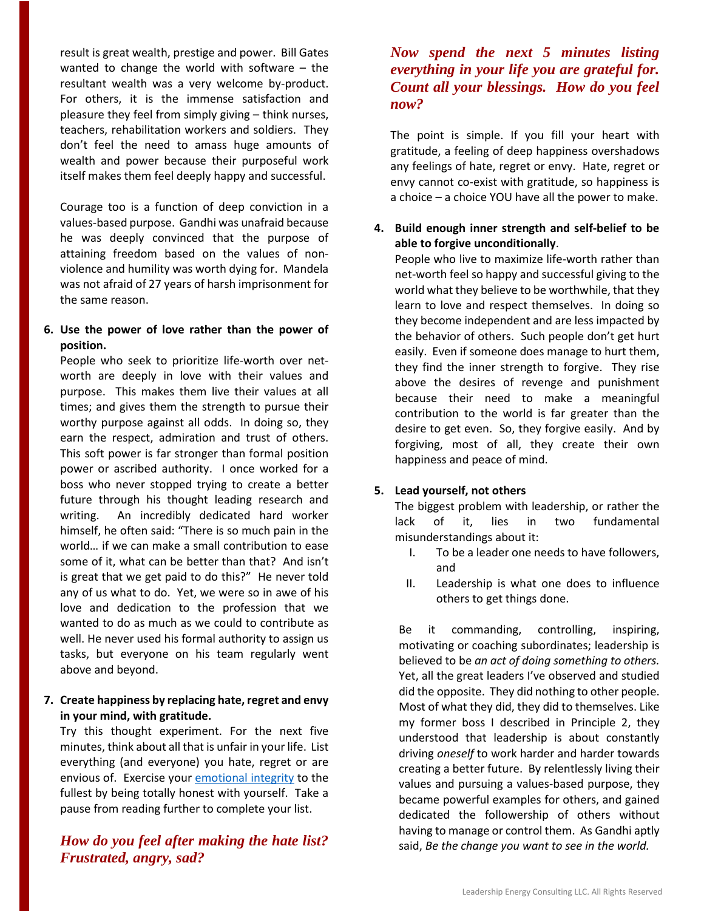result is great wealth, prestige and power. Bill Gates wanted to change the world with software – the resultant wealth was a very welcome by-product. For others, it is the immense satisfaction and pleasure they feel from simply giving – think nurses, teachers, rehabilitation workers and soldiers. They don't feel the need to amass huge amounts of wealth and power because their purposeful work itself makes them feel deeply happy and successful.

Courage too is a function of deep conviction in a values-based purpose. Gandhi was unafraid because he was deeply convinced that the purpose of attaining freedom based on the values of non-violence and humility was worth dying for. Mandela was not afraid of 27 years of harsh imprisonment for the same reason.

6. **Use the power of love rather than the power of position.**
   People who seek to prioritize life-worth over net-worth are deeply in love with their values and purpose. This makes them live their values at all times; and gives them the strength to pursue their worthy purpose against all odds. In doing so, they earn the respect, admiration and trust of others. This soft power is far stronger than formal position power or ascribed authority. I once worked for a boss who never stopped trying to create a better future through his thought leading research and writing. An incredibly dedicated hard worker himself, he often said: "There is so much pain in the world… if we can make a small contribution to ease some of it, what can be better than that? And isn't is great that we get paid to do this?" He never told any of us what to do. Yet, we were so in awe of his love and dedication to the profession that we wanted to do as much as we could to contribute as well. He never used his formal authority to assign us tasks, but everyone on his team regularly went above and beyond.

7. **Create happiness by replacing hate, regret and envy in your mind, with gratitude.**
   Try this thought experiment. For the next five minutes, think about all that is unfair in your life. List everything (and everyone) you hate, regret or are envious of. Exercise your emotional integrity to the fullest by being totally honest with yourself. Take a pause from reading further to complete your list.

***How do you feel after making the hate list? Frustrated, angry, sad?***

***Now spend the next 5 minutes listing everything in your life you are grateful for. Count all your blessings. How do you feel now?***

The point is simple. If you fill your heart with gratitude, a feeling of deep happiness overshadows any feelings of hate, regret or envy. Hate, regret or envy cannot co-exist with gratitude, so happiness is a choice – a choice YOU have all the power to make.

4. **Build enough inner strength and self-belief to be able to forgive unconditionally**.
   People who live to maximize life-worth rather than net-worth feel so happy and successful giving to the world what they believe to be worthwhile, that they learn to love and respect themselves. In doing so they become independent and are less impacted by the behavior of others. Such people don't get hurt easily. Even if someone does manage to hurt them, they find the inner strength to forgive. They rise above the desires of revenge and punishment because their need to make a meaningful contribution to the world is far greater than the desire to get even. So, they forgive easily. And by forgiving, most of all, they create their own happiness and peace of mind.

5. **Lead yourself, not others**
   The biggest problem with leadership, or rather the lack of it, lies in two fundamental misunderstandings about it:
   I. To be a leader one needs to have followers, and
   II. Leadership is what one does to influence others to get things done.

   Be it commanding, controlling, inspiring, motivating or coaching subordinates; leadership is believed to be *an act of doing something to others.* Yet, all the great leaders I've observed and studied did the opposite. They did nothing to other people. Most of what they did, they did to themselves. Like my former boss I described in Principle 2, they understood that leadership is about constantly driving *oneself* to work harder and harder towards creating a better future. By relentlessly living their values and pursuing a values-based purpose, they became powerful examples for others, and gained dedicated the followership of others without having to manage or control them. As Gandhi aptly said, *Be the change you want to see in the world.*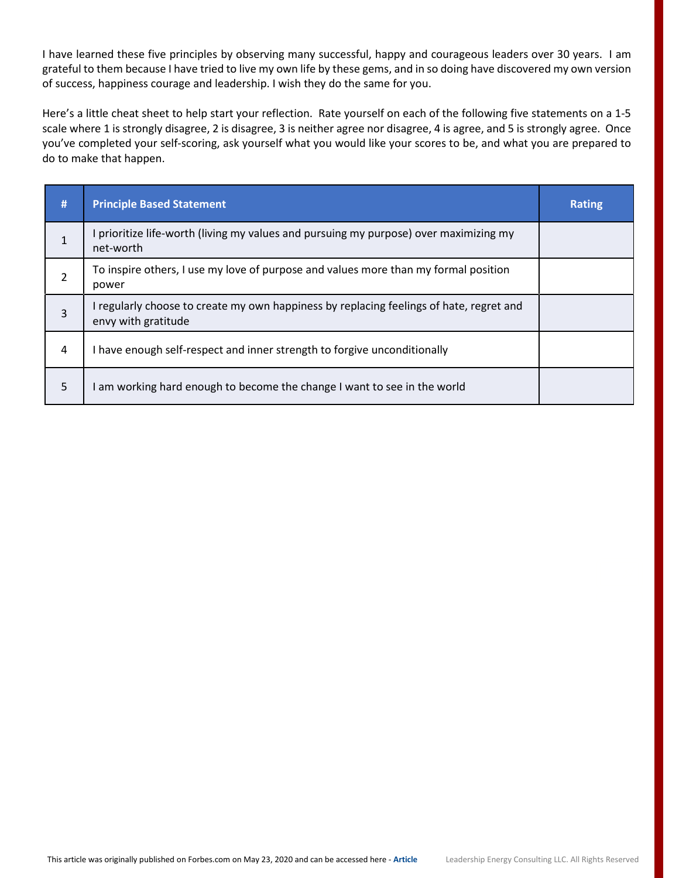I have learned these five principles by observing many successful, happy and courageous leaders over 30 years. I am grateful to them because I have tried to live my own life by these gems, and in so doing have discovered my own version of success, happiness courage and leadership. I wish they do the same for you.

Here's a little cheat sheet to help start your reflection. Rate yourself on each of the following five statements on a 1-5 scale where 1 is strongly disagree, 2 is disagree, 3 is neither agree nor disagree, 4 is agree, and 5 is strongly agree. Once you've completed your self-scoring, ask yourself what you would like your scores to be, and what you are prepared to do to make that happen.

| # | Principle Based Statement | Rating |
|---|---|---|
| 1 | I prioritize life-worth (living my values and pursuing my purpose) over maximizing my net-worth | |
| 2 | To inspire others, I use my love of purpose and values more than my formal position power | |
| 3 | I regularly choose to create my own happiness by replacing feelings of hate, regret and envy with gratitude | |
| 4 | I have enough self-respect and inner strength to forgive unconditionally | |
| 5 | I am working hard enough to become the change I want to see in the world | |

This article was originally published on Forbes.com on May 23, 2020 and can be accessed here - **Article**

Leadership Energy Consulting LLC. All Rights Reserved